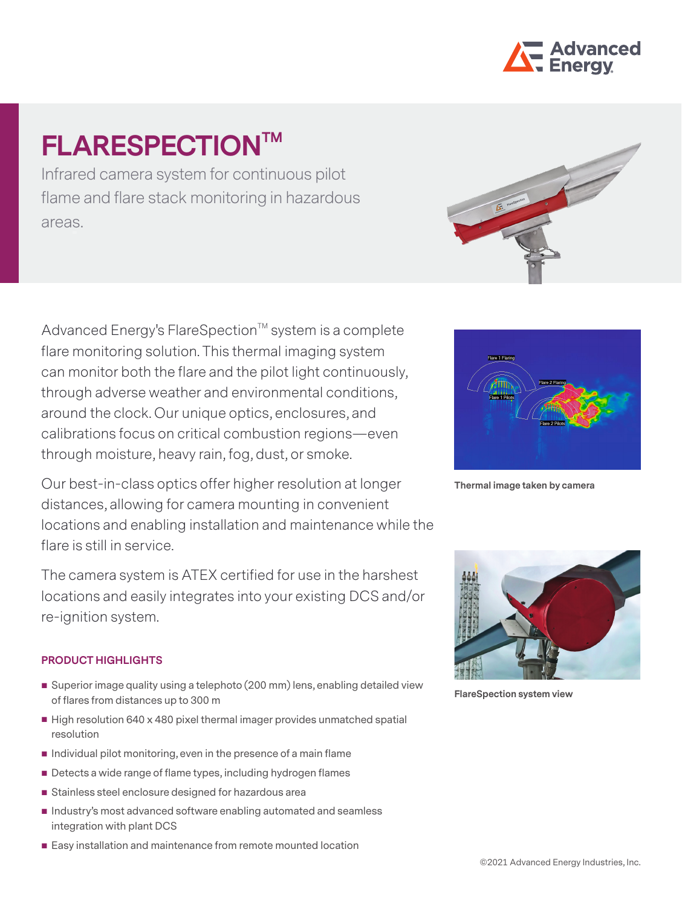# FLARESPECTION™

Infrared camera system for continuous pilot flame and flare stack monitoring in hazardous areas.

Advanced Energy's FlareSpection™ system is a complete flare monitoring solution. This thermal imaging system can monitor both the flare and the pilot light continuously, through adverse weather and environmental conditions, around the clock. Our unique optics, enclosures, and calibrations focus on critical combustion regions—even through moisture, heavy rain, fog, dust, or smoke.

Our best-in-class optics offer higher resolution at longer distances, allowing for camera mounting in convenient locations and enabling installation and maintenance while the flare is still in service.

The camera system is ATEX certified for use in the harshest locations and easily integrates into your existing DCS and/or re-ignition system.

Thermal image taken by camera

FlareSpection system view

### PRODUCT HIGHLIGHTS

- Superior image quality using a telephoto (200 mm) lens, enabling detailed view of flares from distances up to 300 m
- High resolution 640 x 480 pixel thermal imager provides unmatched spatial resolution
- Individual pilot monitoring, even in the presence of a main flame
- Detects a wide range of flame types, including hydrogen flames
- Stainless steel enclosure designed for hazardous area
- Industry's most advanced software enabling automated and seamless integration with plant DCS
- Easy installation and maintenance from remote mounted location

©2021 Advanced Energy Industries, Inc.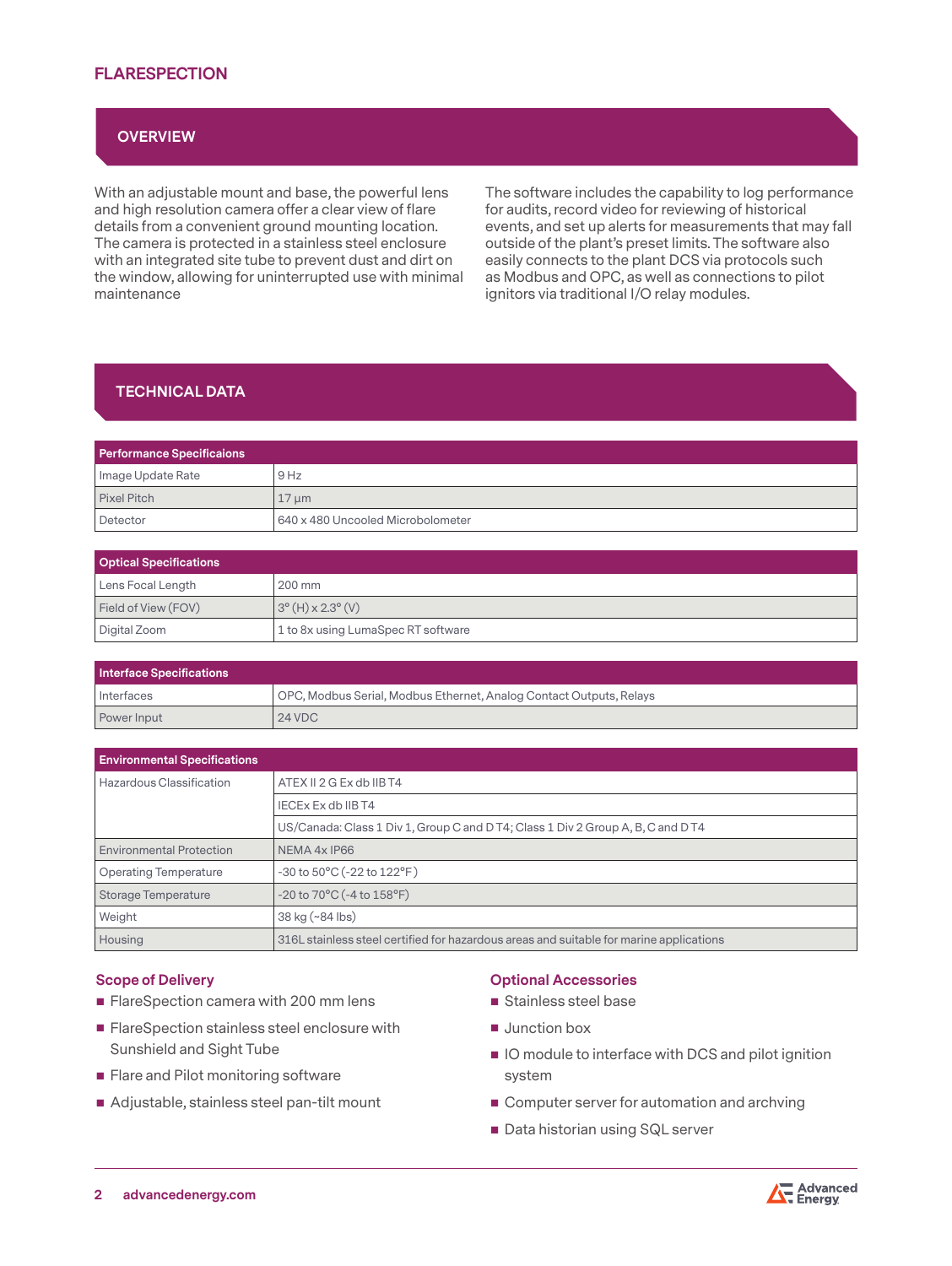# FLARESPECTION

## OVERVIEW

With an adjustable mount and base, the powerful lens and high resolution camera offer a clear view of flare details from a convenient ground mounting location. The camera is protected in a stainless steel enclosure with an integrated site tube to prevent dust and dirt on the window, allowing for uninterrupted use with minimal maintenance

The software includes the capability to log performance for audits, record video for reviewing of historical events, and set up alerts for measurements that may fall outside of the plant's preset limits. The software also easily connects to the plant DCS via protocols such as Modbus and OPC, as well as connections to pilot ignitors via traditional I/O relay modules.

## TECHNICAL DATA

| Performance Specificaions | |
|---|---|
| Image Update Rate | 9 Hz |
| Pixel Pitch | 17 µm |
| Detector | 640 x 480 Uncooled Microbolometer |

| Optical Specifications | |
|---|---|
| Lens Focal Length | 200 mm |
| Field of View (FOV) | 3° (H) x 2.3° (V) |
| Digital Zoom | 1 to 8x using LumaSpec RT software |

| Interface Specifications | |
|---|---|
| Interfaces | OPC, Modbus Serial, Modbus Ethernet, Analog Contact Outputs, Relays |
| Power Input | 24 VDC |

| Environmental Specifications | |
|---|---|
| Hazardous Classification | ATEX II 2 G Ex db IIB T4 |
| | IECEx Ex db IIB T4 |
| | US/Canada: Class 1 Div 1, Group C and D T4; Class 1 Div 2 Group A, B, C and D T4 |
| Environmental Protection | NEMA 4x IP66 |
| Operating Temperature | -30 to 50°C (-22 to 122°F ) |
| Storage Temperature | -20 to 70°C (-4 to 158°F) |
| Weight | 38 kg (~84 lbs) |
| Housing | 316L stainless steel certified for hazardous areas and suitable for marine applications |

### Scope of Delivery

- FlareSpection camera with 200 mm lens
- FlareSpection stainless steel enclosure with Sunshield and Sight Tube
- Flare and Pilot monitoring software
- Adjustable, stainless steel pan-tilt mount

### Optional Accessories

- Stainless steel base
- Junction box
- IO module to interface with DCS and pilot ignition system
- Computer server for automation and archving
- Data historian using SQL server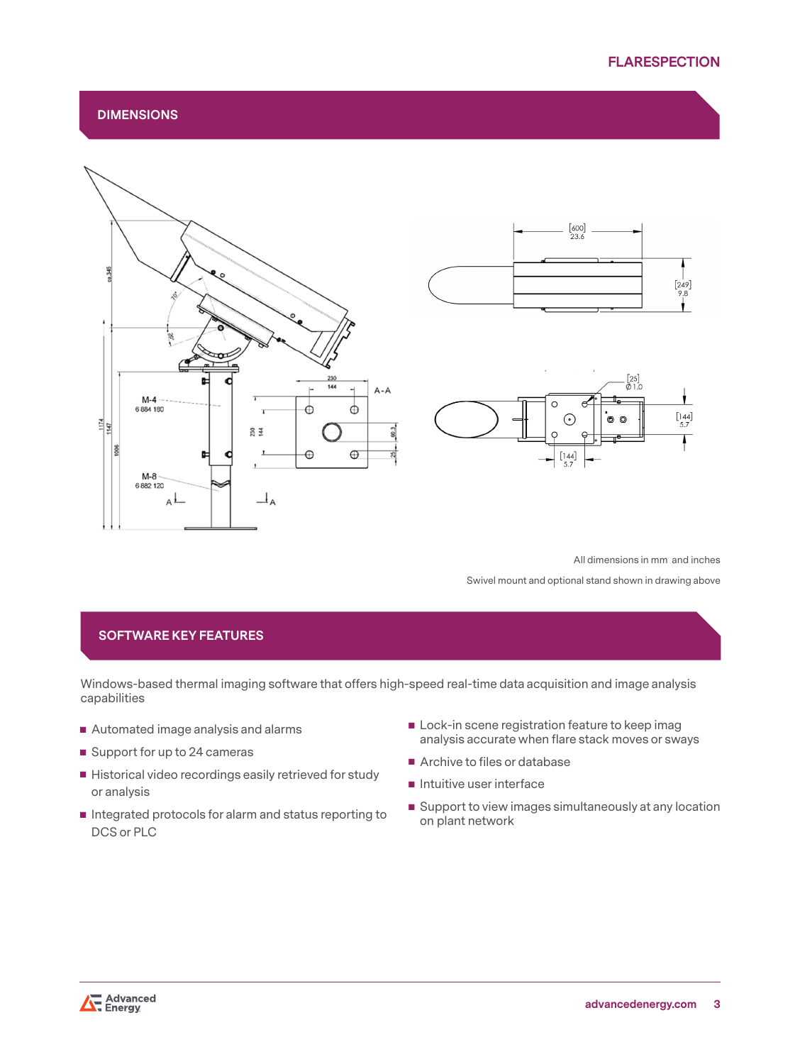## DIMENSIONS

All dimensions in mm and inches

Swivel mount and optional stand shown in drawing above

## SOFTWARE KEY FEATURES

Windows-based thermal imaging software that offers high-speed real-time data acquisition and image analysis capabilities

- Automated image analysis and alarms
- Support for up to 24 cameras
- Historical video recordings easily retrieved for study or analysis
- Integrated protocols for alarm and status reporting to DCS or PLC
- Lock-in scene registration feature to keep imag analysis accurate when flare stack moves or sways
- Archive to files or database
- Intuitive user interface
- Support to view images simultaneously at any location on plant network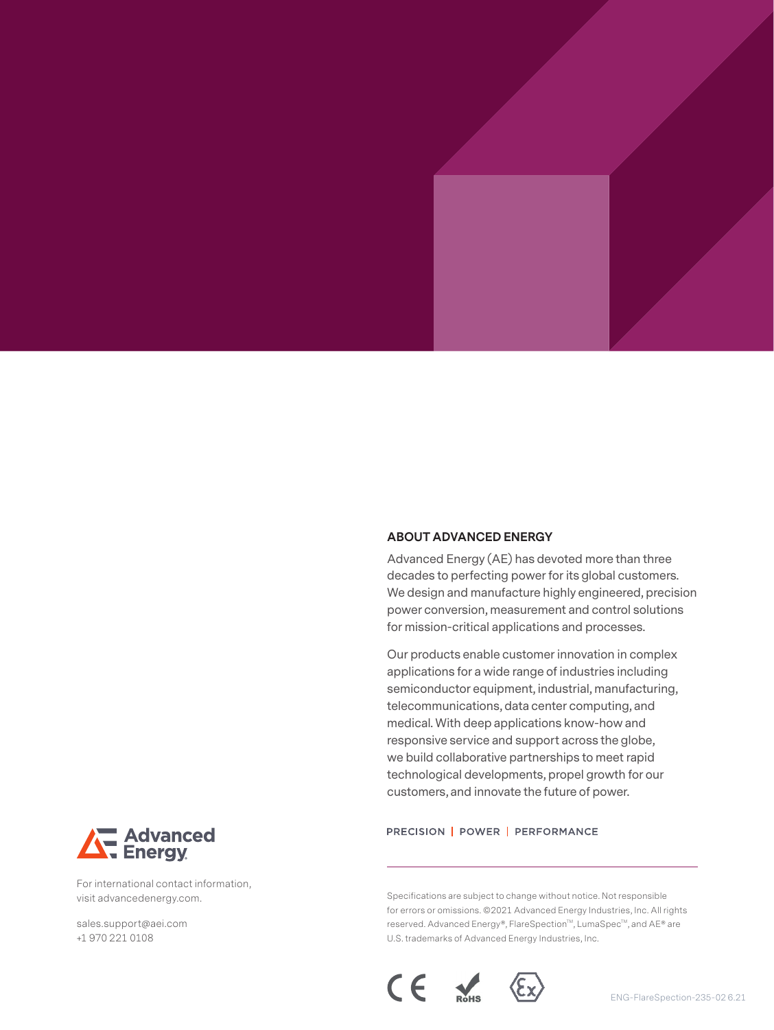## ABOUT ADVANCED ENERGY

Advanced Energy (AE) has devoted more than three decades to perfecting power for its global customers. We design and manufacture highly engineered, precision power conversion, measurement and control solutions for mission-critical applications and processes.

Our products enable customer innovation in complex applications for a wide range of industries including semiconductor equipment, industrial, manufacturing, telecommunications, data center computing, and medical. With deep applications know-how and responsive service and support across the globe, we build collaborative partnerships to meet rapid technological developments, propel growth for our customers, and innovate the future of power.

PRECISION | POWER | PERFORMANCE

Advanced Energy

For international contact information, visit advancedenergy.com.

sales.support@aei.com
+1 970 221 0108

Specifications are subject to change without notice. Not responsible for errors or omissions. ©2021 Advanced Energy Industries, Inc. All rights reserved. Advanced Energy®, FlareSpection™, LumaSpec™, and AE® are U.S. trademarks of Advanced Energy Industries, Inc.

CE RoHS Ex

ENG-FlareSpection-235-02 6.21